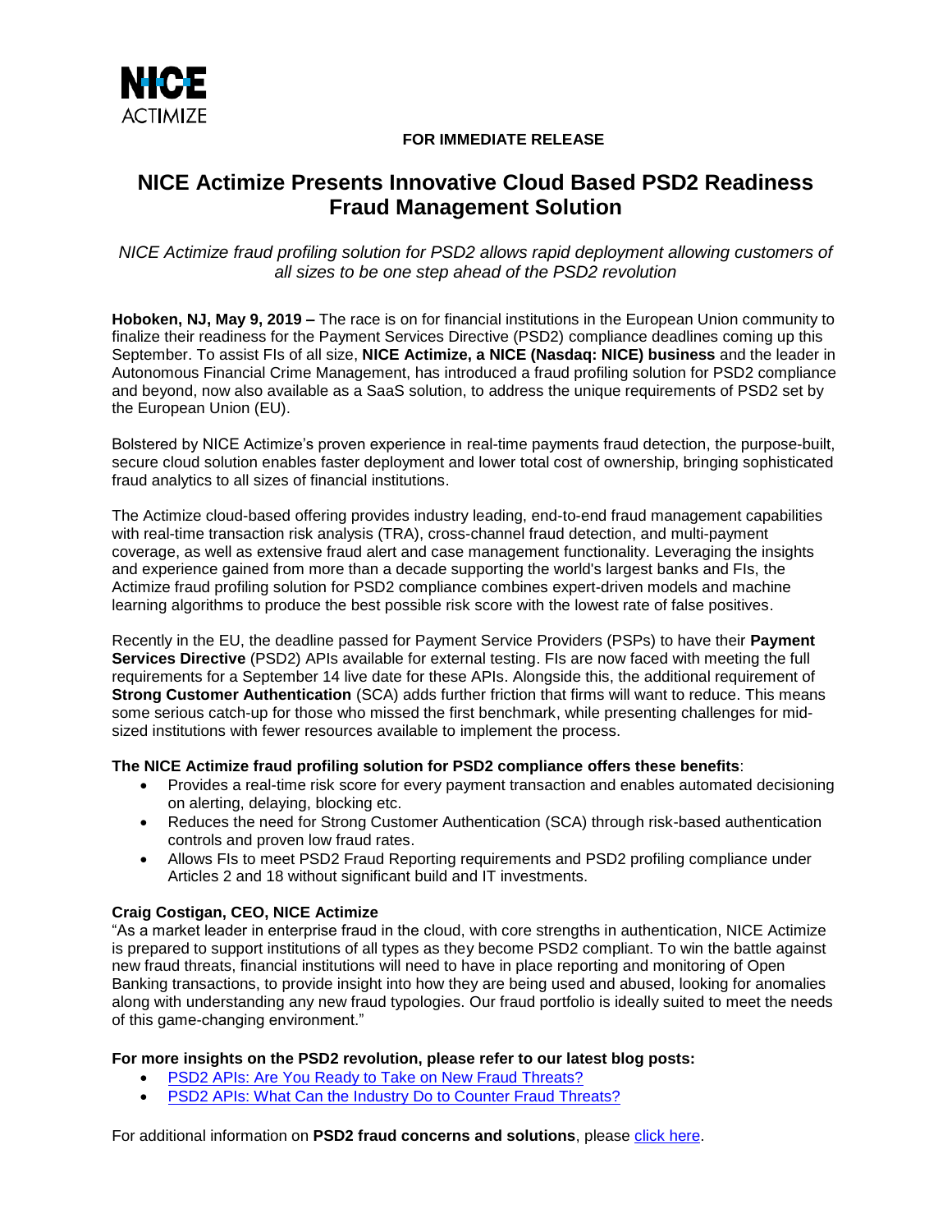**FOR IMMEDIATE RELEASE**

# NICE Actimize Presents Innovative Cloud Based PSD2 Readiness Fraud Management Solution

*NICE Actimize fraud profiling solution for PSD2 allows rapid deployment allowing customers of all sizes to be one step ahead of the PSD2 revolution*

**Hoboken, NJ, May 9, 2019 –** The race is on for financial institutions in the European Union community to finalize their readiness for the Payment Services Directive (PSD2) compliance deadlines coming up this September. To assist FIs of all size, **NICE Actimize, a NICE (Nasdaq: NICE) business** and the leader in Autonomous Financial Crime Management, has introduced a fraud profiling solution for PSD2 compliance and beyond, now also available as a SaaS solution, to address the unique requirements of PSD2 set by the European Union (EU).

Bolstered by NICE Actimize's proven experience in real-time payments fraud detection, the purpose-built, secure cloud solution enables faster deployment and lower total cost of ownership, bringing sophisticated fraud analytics to all sizes of financial institutions.

The Actimize cloud-based offering provides industry leading, end-to-end fraud management capabilities with real-time transaction risk analysis (TRA), cross-channel fraud detection, and multi-payment coverage, as well as extensive fraud alert and case management functionality. Leveraging the insights and experience gained from more than a decade supporting the world's largest banks and FIs, the Actimize fraud profiling solution for PSD2 compliance combines expert-driven models and machine learning algorithms to produce the best possible risk score with the lowest rate of false positives.

Recently in the EU, the deadline passed for Payment Service Providers (PSPs) to have their **Payment Services Directive** (PSD2) APIs available for external testing. FIs are now faced with meeting the full requirements for a September 14 live date for these APIs. Alongside this, the additional requirement of **Strong Customer Authentication** (SCA) adds further friction that firms will want to reduce. This means some serious catch-up for those who missed the first benchmark, while presenting challenges for mid-sized institutions with fewer resources available to implement the process.

**The NICE Actimize fraud profiling solution for PSD2 compliance offers these benefits**:

- Provides a real-time risk score for every payment transaction and enables automated decisioning on alerting, delaying, blocking etc.
- Reduces the need for Strong Customer Authentication (SCA) through risk-based authentication controls and proven low fraud rates.
- Allows FIs to meet PSD2 Fraud Reporting requirements and PSD2 profiling compliance under Articles 2 and 18 without significant build and IT investments.

**Craig Costigan, CEO, NICE Actimize**

"As a market leader in enterprise fraud in the cloud, with core strengths in authentication, NICE Actimize is prepared to support institutions of all types as they become PSD2 compliant. To win the battle against new fraud threats, financial institutions will need to have in place reporting and monitoring of Open Banking transactions, to provide insight into how they are being used and abused, looking for anomalies along with understanding any new fraud typologies. Our fraud portfolio is ideally suited to meet the needs of this game-changing environment."

**For more insights on the PSD2 revolution, please refer to our latest blog posts:**

- PSD2 APIs: Are You Ready to Take on New Fraud Threats?
- PSD2 APIs: What Can the Industry Do to Counter Fraud Threats?

For additional information on **PSD2 fraud concerns and solutions**, please click here.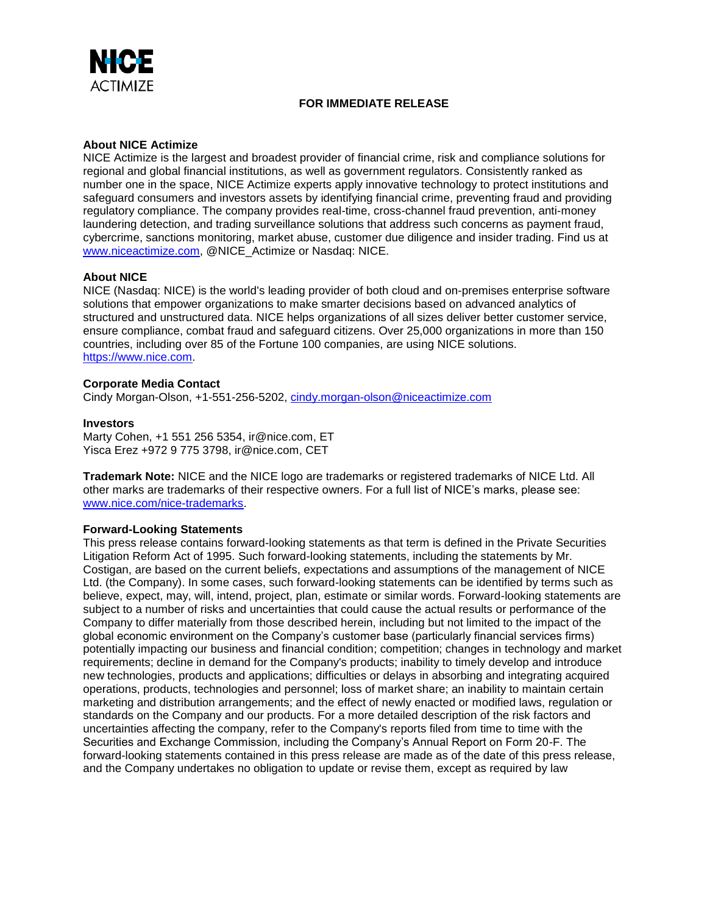**FOR IMMEDIATE RELEASE**

**About NICE Actimize**
NICE Actimize is the largest and broadest provider of financial crime, risk and compliance solutions for regional and global financial institutions, as well as government regulators. Consistently ranked as number one in the space, NICE Actimize experts apply innovative technology to protect institutions and safeguard consumers and investors assets by identifying financial crime, preventing fraud and providing regulatory compliance. The company provides real-time, cross-channel fraud prevention, anti-money laundering detection, and trading surveillance solutions that address such concerns as payment fraud, cybercrime, sanctions monitoring, market abuse, customer due diligence and insider trading. Find us at www.niceactimize.com, @NICE_Actimize or Nasdaq: NICE.

**About NICE**
NICE (Nasdaq: NICE) is the world's leading provider of both cloud and on-premises enterprise software solutions that empower organizations to make smarter decisions based on advanced analytics of structured and unstructured data. NICE helps organizations of all sizes deliver better customer service, ensure compliance, combat fraud and safeguard citizens. Over 25,000 organizations in more than 150 countries, including over 85 of the Fortune 100 companies, are using NICE solutions. https://www.nice.com.

**Corporate Media Contact**
Cindy Morgan-Olson, +1-551-256-5202, cindy.morgan-olson@niceactimize.com

**Investors**
Marty Cohen, +1 551 256 5354, ir@nice.com, ET
Yisca Erez +972 9 775 3798, ir@nice.com, CET

**Trademark Note:** NICE and the NICE logo are trademarks or registered trademarks of NICE Ltd. All other marks are trademarks of their respective owners. For a full list of NICE's marks, please see: www.nice.com/nice-trademarks.

**Forward-Looking Statements**
This press release contains forward-looking statements as that term is defined in the Private Securities Litigation Reform Act of 1995. Such forward-looking statements, including the statements by Mr. Costigan, are based on the current beliefs, expectations and assumptions of the management of NICE Ltd. (the Company). In some cases, such forward-looking statements can be identified by terms such as believe, expect, may, will, intend, project, plan, estimate or similar words. Forward-looking statements are subject to a number of risks and uncertainties that could cause the actual results or performance of the Company to differ materially from those described herein, including but not limited to the impact of the global economic environment on the Company's customer base (particularly financial services firms) potentially impacting our business and financial condition; competition; changes in technology and market requirements; decline in demand for the Company's products; inability to timely develop and introduce new technologies, products and applications; difficulties or delays in absorbing and integrating acquired operations, products, technologies and personnel; loss of market share; an inability to maintain certain marketing and distribution arrangements; and the effect of newly enacted or modified laws, regulation or standards on the Company and our products. For a more detailed description of the risk factors and uncertainties affecting the company, refer to the Company's reports filed from time to time with the Securities and Exchange Commission, including the Company's Annual Report on Form 20-F. The forward-looking statements contained in this press release are made as of the date of this press release, and the Company undertakes no obligation to update or revise them, except as required by law